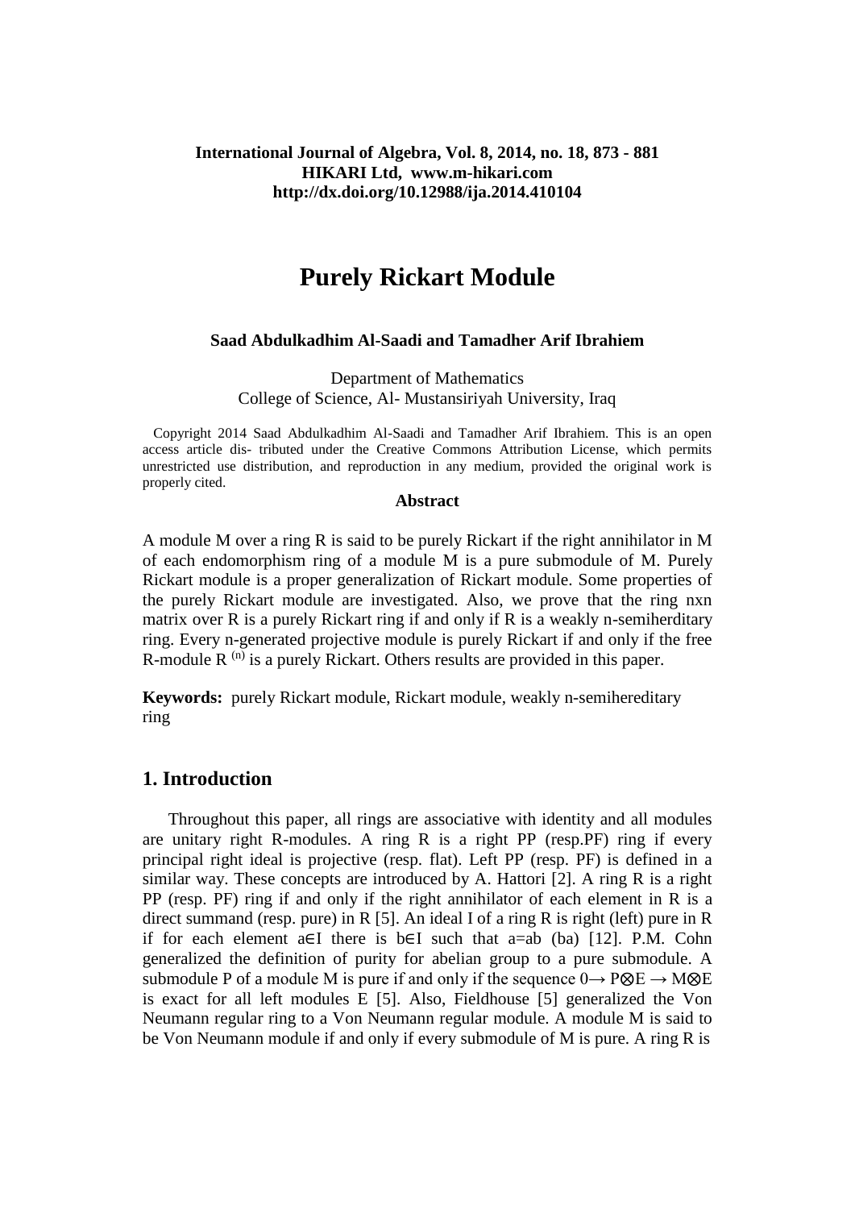# Purely Rickart Module

**Saad Abdulkadhim Al-Saadi and Tamadher Arif Ibrahiem**

Department of Mathematics
College of Science, Al- Mustansiriyah University, Iraq

Copyright 2014 Saad Abdulkadhim Al-Saadi and Tamadher Arif Ibrahiem. This is an open access article dis- tributed under the Creative Commons Attribution License, which permits unrestricted use distribution, and reproduction in any medium, provided the original work is properly cited.

### Abstract

A module M over a ring R is said to be purely Rickart if the right annihilator in M of each endomorphism ring of a module M is a pure submodule of M. Purely Rickart module is a proper generalization of Rickart module. Some properties of the purely Rickart module are investigated. Also, we prove that the ring nxn matrix over R is a purely Rickart ring if and only if R is a weakly n-semiherditary ring. Every n-generated projective module is purely Rickart if and only if the free R-module $R^{(n)}$ is a purely Rickart. Others results are provided in this paper.

**Keywords:** purely Rickart module, Rickart module, weakly n-semihereditary ring

## 1. Introduction

Throughout this paper, all rings are associative with identity and all modules are unitary right R-modules. A ring R is a right PP (resp.PF) ring if every principal right ideal is projective (resp. flat). Left PP (resp. PF) is defined in a similar way. These concepts are introduced by A. Hattori [2]. A ring R is a right PP (resp. PF) ring if and only if the right annihilator of each element in R is a direct summand (resp. pure) in R [5]. An ideal I of a ring R is right (left) pure in R if for each element a∈I there is b∈I such that a=ab (ba) [12]. P.M. Cohn generalized the definition of purity for abelian group to a pure submodule. A submodule P of a module M is pure if and only if the sequence $0\rightarrow P\otimes E \rightarrow M\otimes E$ is exact for all left modules E [5]. Also, Fieldhouse [5] generalized the Von Neumann regular ring to a Von Neumann regular module. A module M is said to be Von Neumann module if and only if every submodule of M is pure. A ring R is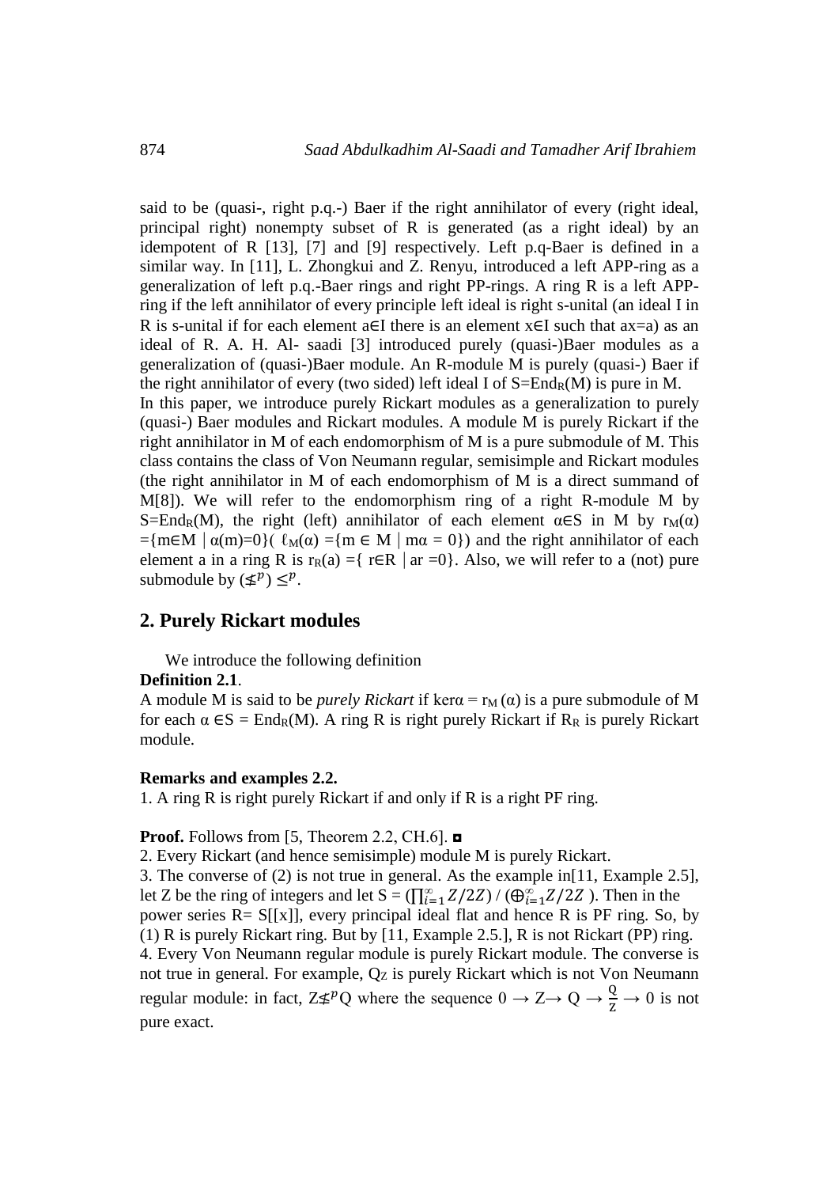said to be (quasi-, right p.q.-) Baer if the right annihilator of every (right ideal, principal right) nonempty subset of R is generated (as a right ideal) by an idempotent of R [13], [7] and [9] respectively. Left p.q-Baer is defined in a similar way. In [11], L. Zhongkui and Z. Renyu, introduced a left APP-ring as a generalization of left p.q.-Baer rings and right PP-rings. A ring R is a left APP-ring if the left annihilator of every principle left ideal is right s-unital (an ideal I in R is s-unital if for each element a∈I there is an element x∈I such that ax=a) as an ideal of R. A. H. Al- saadi [3] introduced purely (quasi-)Baer modules as a generalization of (quasi-)Baer module. An R-module M is purely (quasi-) Baer if the right annihilator of every (two sided) left ideal I of $S=End_R(M)$ is pure in M.

In this paper, we introduce purely Rickart modules as a generalization to purely (quasi-) Baer modules and Rickart modules. A module M is purely Rickart if the right annihilator in M of each endomorphism of M is a pure submodule of M. This class contains the class of Von Neumann regular, semisimple and Rickart modules (the right annihilator in M of each endomorphism of M is a direct summand of M[8]). We will refer to the endomorphism ring of a right R-module M by $S=End_R(M)$, the right (left) annihilator of each element α∈S in M by $r_M(\alpha)$ $=\{m\in M \mid \alpha(m)=0\}$( $\ell_M(\alpha)=\{m \in M \mid m\alpha = 0\}$) and the right annihilator of each element a in a ring R is $r_R(a)=\{ r\in R \mid ar=0\}$. Also, we will refer to a (not) pure submodule by ($\nleq^p$) $\leq^p$.

## 2. Purely Rickart modules

We introduce the following definition

**Definition 2.1**.

A module M is said to be *purely Rickart* if $\ker\alpha = r_M(\alpha)$ is a pure submodule of M for each $\alpha \in S = End_R(M)$. A ring R is right purely Rickart if $R_R$ is purely Rickart module.

**Remarks and examples 2.2.**

1. A ring R is right purely Rickart if and only if R is a right PF ring.

**Proof.** Follows from [5, Theorem 2.2, CH.6]. ◘

2. Every Rickart (and hence semisimple) module M is purely Rickart.

3. The converse of (2) is not true in general. As the example in[11, Example 2.5], let Z be the ring of integers and let $S = (\prod_{i=1}^{\infty} Z/2Z) / (\bigoplus_{i=1}^{\infty} Z/2Z)$. Then in the power series R= S[[x]], every principal ideal flat and hence R is PF ring. So, by (1) R is purely Rickart ring. But by [11, Example 2.5.], R is not Rickart (PP) ring.

4. Every Von Neumann regular module is purely Rickart module. The converse is not true in general. For example, $Q_Z$ is purely Rickart which is not Von Neumann regular module: in fact, $Z \nleq^p Q$ where the sequence $0 \rightarrow Z \rightarrow Q \rightarrow \frac{Q}{Z} \rightarrow 0$ is not pure exact.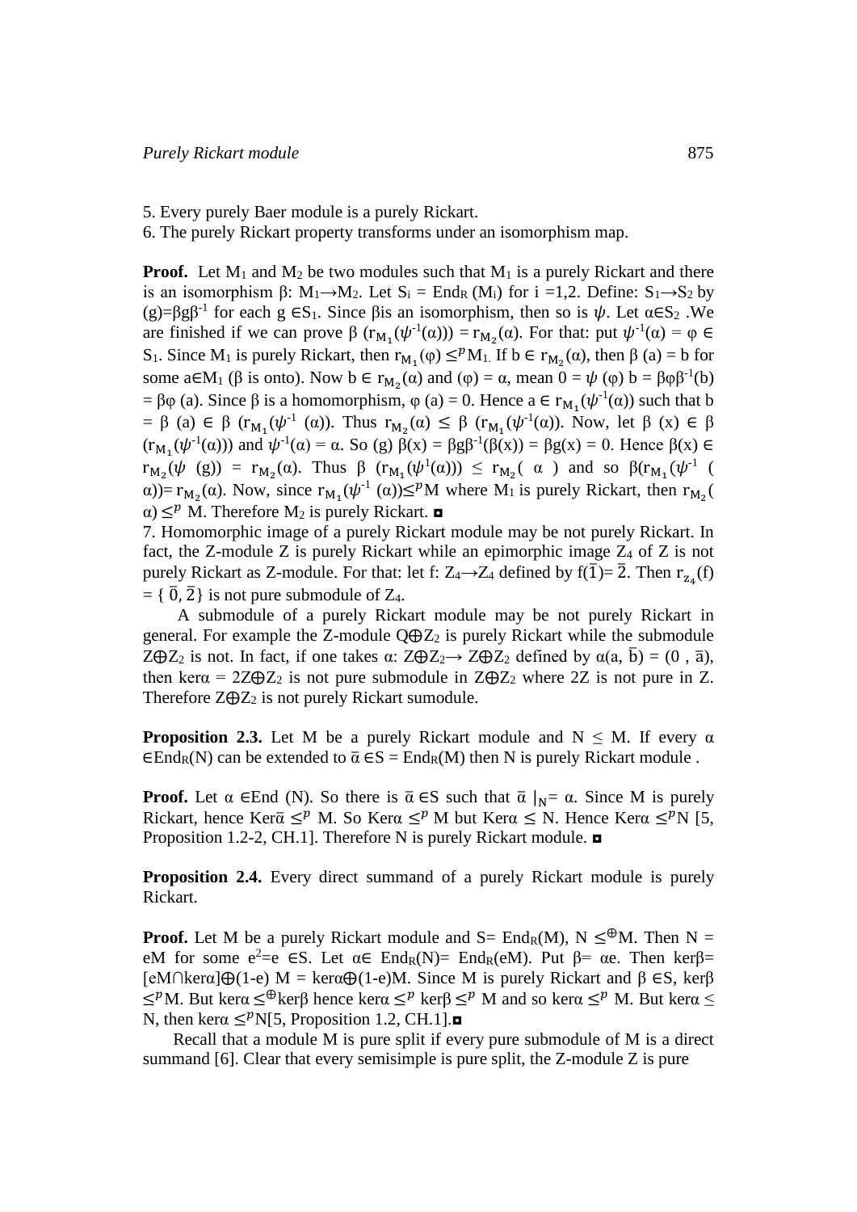5. Every purely Baer module is a purely Rickart.

6. The purely Rickart property transforms under an isomorphism map.

**Proof.** Let $M_1$ and $M_2$ be two modules such that $M_1$ is a purely Rickart and there is an isomorphism $\beta: M_1 \to M_2$. Let $S_i = End_R(M_i)$ for i =1,2. Define: $S_1 \to S_2$ by (g)=$\beta g \beta^{-1}$ for each g $\in S_1$. Since $\beta$is an isomorphism, then so is $\psi$. Let $\alpha \in S_2$ .We are finished if we can prove $\beta(r_{M_1}(\psi^{-1}(\alpha))) = r_{M_2}(\alpha)$. For that: put $\psi^{-1}(\alpha) = \varphi \in S_1$. Since $M_1$ is purely Rickart, then $r_{M_1}(\varphi) \leq^p M_1$. If b $\in r_{M_2}(\alpha)$, then $\beta$ (a) = b for some a$\in M_1$ ($\beta$ is onto). Now b $\in r_{M_2}(\alpha)$ and ($\varphi$) = $\alpha$, mean 0 = $\psi(\varphi)$ b = $\beta\varphi\beta^{-1}$(b) = $\beta\varphi$ (a). Since $\beta$ is a homomorphism, $\varphi$ (a) = 0. Hence a $\in r_{M_1}(\psi^{-1}(\alpha))$ such that b = $\beta$ (a) $\in \beta$ ($r_{M_1}(\psi^{-1}$ ($\alpha$)). Thus $r_{M_2}(\alpha) \leq \beta$ ($r_{M_1}(\psi^{-1}(\alpha))$. Now, let $\beta$ (x) $\in \beta$ ($r_{M_1}(\psi^{-1}(\alpha))$) and $\psi^{-1}(\alpha) = \alpha$. So (g) $\beta$(x) = $\beta g \beta^{-1}(\beta(x))$ = $\beta$g(x) = 0. Hence $\beta$(x) $\in r_{M_2}(\psi$ (g)) = $r_{M_2}(\alpha)$. Thus $\beta$ ($r_{M_1}(\psi^1(\alpha))$) $\leq r_{M_2}(\alpha)$ and so $\beta(r_{M_1}(\psi^{-1}(\alpha)) = r_{M_2}(\alpha)$. Now, since $r_{M_1}(\psi^{-1}(\alpha)) \leq^p M$ where $M_1$ is purely Rickart, then $r_{M_2}(\alpha) \leq^p$ M. Therefore $M_2$ is purely Rickart. ◘

7. Homomorphic image of a purely Rickart module may be not purely Rickart. In fact, the Z-module Z is purely Rickart while an epimorphic image $Z_4$ of Z is not purely Rickart as Z-module. For that: let f: $Z_4 \to Z_4$ defined by f($\bar{1}$)= $\bar{2}$. Then $r_{z_4}(f)$ = { $\bar{0}, \bar{2}$} is not pure submodule of $Z_4$.

A submodule of a purely Rickart module may be not purely Rickart in general. For example the Z-module Q⊕$Z_2$ is purely Rickart while the submodule Z⊕$Z_2$ is not. In fact, if one takes $\alpha$: Z⊕$Z_2 \to$ Z⊕$Z_2$ defined by $\alpha(a, \bar{b}) = (0, \bar{a})$, then ker$\alpha$ = 2Z⊕$Z_2$ is not pure submodule in Z⊕$Z_2$ where 2Z is not pure in Z. Therefore Z⊕$Z_2$ is not purely Rickart sumodule.

**Proposition 2.3.** Let M be a purely Rickart module and N $\leq$ M. If every $\alpha \in End_R(N)$ can be extended to $\bar{\alpha} \in S = End_R(M)$ then N is purely Rickart module .

**Proof.** Let $\alpha \in$End (N). So there is $\bar{\alpha} \in S$ such that $\bar{\alpha}|_N = \alpha$. Since M is purely Rickart, hence Ker$\bar{\alpha} \leq^p$ M. So Ker$\alpha \leq^p$ M but Ker$\alpha \leq$ N. Hence Ker$\alpha \leq^p$N [5, Proposition 1.2-2, CH.1]. Therefore N is purely Rickart module. ◘

**Proposition 2.4.** Every direct summand of a purely Rickart module is purely Rickart.

**Proof.** Let M be a purely Rickart module and S= $End_R(M)$, N $\leq^{\oplus}$M. Then N = eM for some $e^2$=e $\in$S. Let $\alpha \in End_R(N) = End_R(eM)$. Put $\beta = \alpha e$. Then ker$\beta$= [eM∩ker$\alpha$]⊕(1-e) M = ker$\alpha$⊕(1-e)M. Since M is purely Rickart and $\beta \in$S, ker$\beta \leq^p$M. But ker$\alpha \leq^{\oplus}$ker$\beta$ hence ker$\alpha \leq^p$ ker$\beta \leq^p$ M and so ker$\alpha \leq^p$ M. But ker$\alpha \leq$ N, then ker$\alpha \leq^p$N[5, Proposition 1.2, CH.1].◘

Recall that a module M is pure split if every pure submodule of M is a direct summand [6]. Clear that every semisimple is pure split, the Z-module Z is pure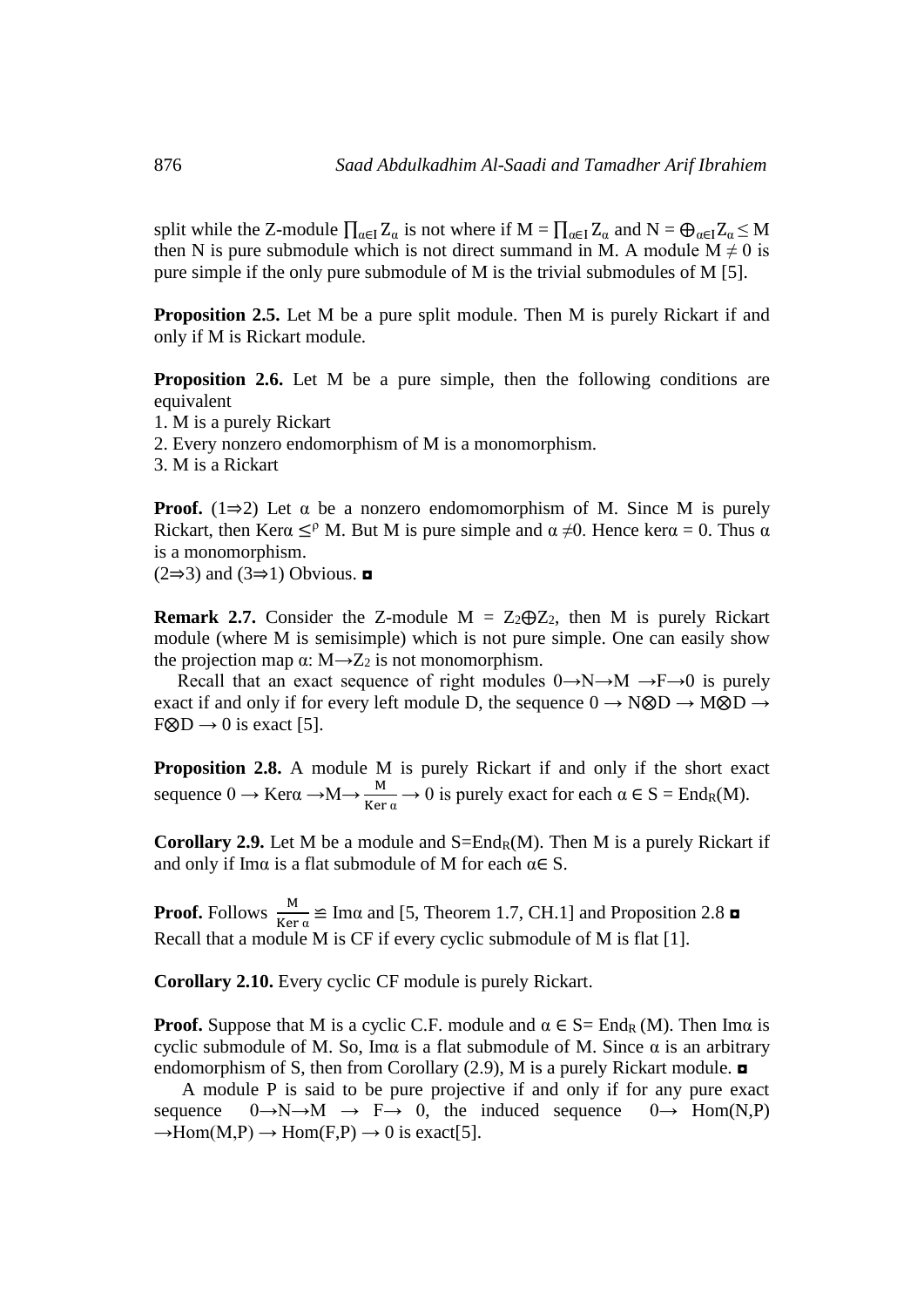split while the Z-module $\prod_{\alpha \in I} Z_\alpha$ is not where if $M = \prod_{\alpha \in I} Z_\alpha$ and $N = \bigoplus_{\alpha \in I} Z_\alpha \leq M$ then N is pure submodule which is not direct summand in M. A module $M \neq 0$ is pure simple if the only pure submodule of M is the trivial submodules of M [5].

**Proposition 2.5.** Let M be a pure split module. Then M is purely Rickart if and only if M is Rickart module.

**Proposition 2.6.** Let M be a pure simple, then the following conditions are equivalent

1. M is a purely Rickart
2. Every nonzero endomorphism of M is a monomorphism.
3. M is a Rickart

**Proof.** (1⇒2) Let α be a nonzero endomomorphism of M. Since M is purely Rickart, then $\text{Ker}\alpha \leq^{p} M$. But M is pure simple and $\alpha \neq 0$. Hence $\ker\alpha = 0$. Thus α is a monomorphism.
(2⇒3) and (3⇒1) Obvious. ◘

**Remark 2.7.** Consider the Z-module $M = Z_2 \oplus Z_2$, then M is purely Rickart module (where M is semisimple) which is not pure simple. One can easily show the projection map $\alpha: M \to Z_2$ is not monomorphism.

Recall that an exact sequence of right modules $0 \to N \to M \to F \to 0$ is purely exact if and only if for every left module D, the sequence $0 \to N \otimes D \to M \otimes D \to F \otimes D \to 0$ is exact [5].

**Proposition 2.8.** A module M is purely Rickart if and only if the short exact sequence $0 \to \text{Ker}\alpha \to M \to \frac{M}{\text{Ker}\,\alpha} \to 0$ is purely exact for each $\alpha \in S = \text{End}_R(M)$.

**Corollary 2.9.** Let M be a module and $S = \text{End}_R(M)$. Then M is a purely Rickart if and only if Imα is a flat submodule of M for each $\alpha \in S$.

**Proof.** Follows $\frac{M}{\text{Ker}\,\alpha} \cong \text{Im}\alpha$ and [5, Theorem 1.7, CH.1] and Proposition 2.8 ◘

Recall that a module M is CF if every cyclic submodule of M is flat [1].

**Corollary 2.10.** Every cyclic CF module is purely Rickart.

**Proof.** Suppose that M is a cyclic C.F. module and $\alpha \in S = \text{End}_R(M)$. Then Imα is cyclic submodule of M. So, Imα is a flat submodule of M. Since α is an arbitrary endomorphism of S, then from Corollary (2.9), M is a purely Rickart module. ◘

A module P is said to be pure projective if and only if for any pure exact sequence $0 \to N \to M \to F \to 0$, the induced sequence $0 \to \text{Hom}(N,P) \to \text{Hom}(M,P) \to \text{Hom}(F,P) \to 0$ is exact[5].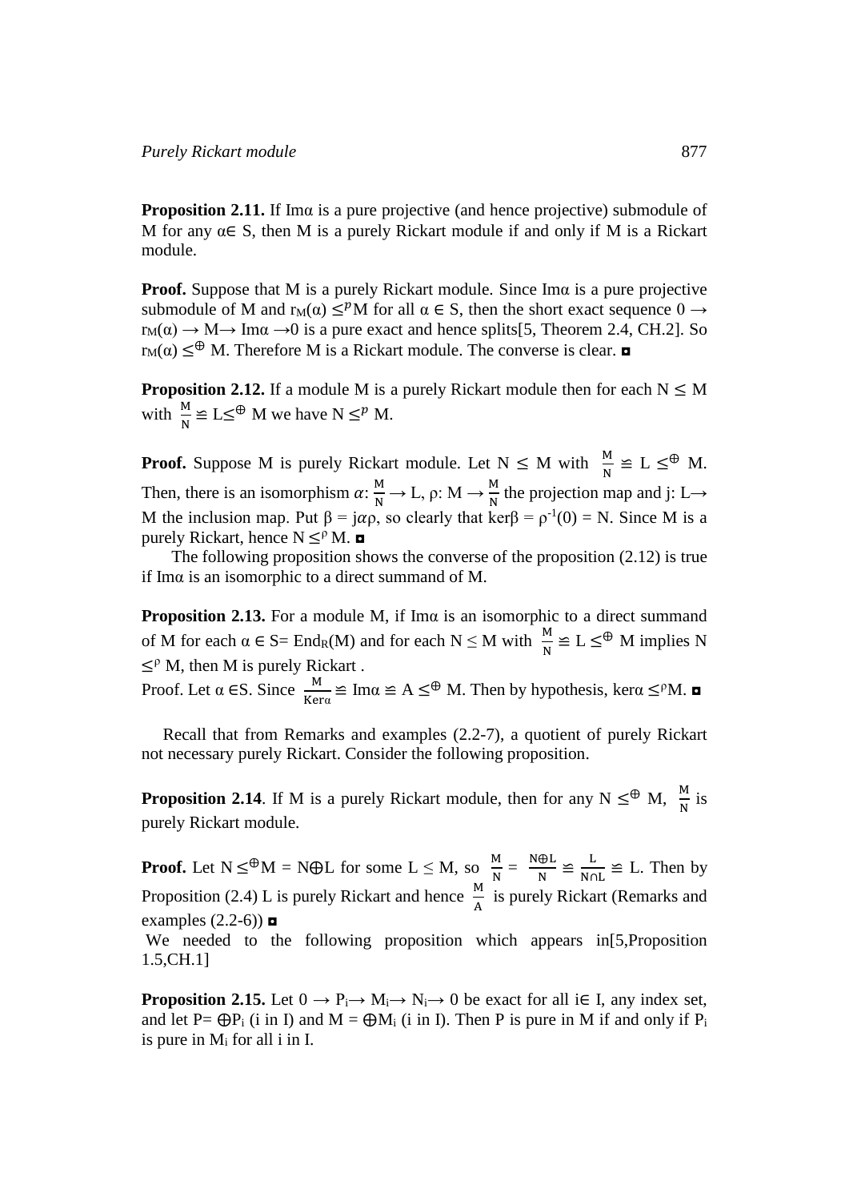**Proposition 2.11.** If Imα is a pure projective (and hence projective) submodule of M for any α∈ S, then M is a purely Rickart module if and only if M is a Rickart module.

**Proof.** Suppose that M is a purely Rickart module. Since Imα is a pure projective submodule of M and $r_M(\alpha) \leq^p M$ for all α ∈ S, then the short exact sequence $0 \rightarrow r_M(\alpha) \rightarrow M \rightarrow \text{Im}\alpha \rightarrow 0$ is a pure exact and hence splits[5, Theorem 2.4, CH.2]. So $r_M(\alpha) \leq^{\oplus} M$. Therefore M is a Rickart module. The converse is clear. ◘

**Proposition 2.12.** If a module M is a purely Rickart module then for each N ≤ M with $\frac{M}{N} \cong L \leq^{\oplus} M$ we have $N \leq^p M$.

**Proof.** Suppose M is purely Rickart module. Let N ≤ M with $\frac{M}{N} \cong L \leq^{\oplus} M$. Then, there is an isomorphism $\alpha: \frac{M}{N} \rightarrow L$, $\rho: M \rightarrow \frac{M}{N}$ the projection map and j: L→ M the inclusion map. Put β = jαρ, so clearly that kerβ = $\rho^{-1}(0)$ = N. Since M is a purely Rickart, hence $N \leq^{\rho} M$. ◘

The following proposition shows the converse of the proposition (2.12) is true if Imα is an isomorphic to a direct summand of M.

**Proposition 2.13.** For a module M, if Imα is an isomorphic to a direct summand of M for each α ∈ S= $\text{End}_R(M)$ and for each N ≤ M with $\frac{M}{N} \cong L \leq^{\oplus} M$ implies $N \leq^{\rho} M$, then M is purely Rickart .

Proof. Let α ∈S. Since $\frac{M}{\text{Ker}\alpha} \cong \text{Im}\alpha \cong A \leq^{\oplus} M$. Then by hypothesis, $\ker\alpha \leq^{\rho} M$. ◘

Recall that from Remarks and examples (2.2-7), a quotient of purely Rickart not necessary purely Rickart. Consider the following proposition.

**Proposition 2.14**. If M is a purely Rickart module, then for any $N \leq^{\oplus} M$, $\frac{M}{N}$ is purely Rickart module.

**Proof.** Let $N \leq^{\oplus} M = N \oplus L$ for some L ≤ M, so $\frac{M}{N} = \frac{N \oplus L}{N} \cong \frac{L}{N \cap L} \cong L$. Then by Proposition (2.4) L is purely Rickart and hence $\frac{M}{A}$ is purely Rickart (Remarks and examples (2.2-6)) ◘

We needed to the following proposition which appears in[5,Proposition 1.5,CH.1]

**Proposition 2.15.** Let $0 \rightarrow P_i \rightarrow M_i \rightarrow N_i \rightarrow 0$ be exact for all i∈ I, any index set, and let P= $\oplus P_i$ (i in I) and M = $\oplus M_i$ (i in I). Then P is pure in M if and only if $P_i$ is pure in $M_i$ for all i in I.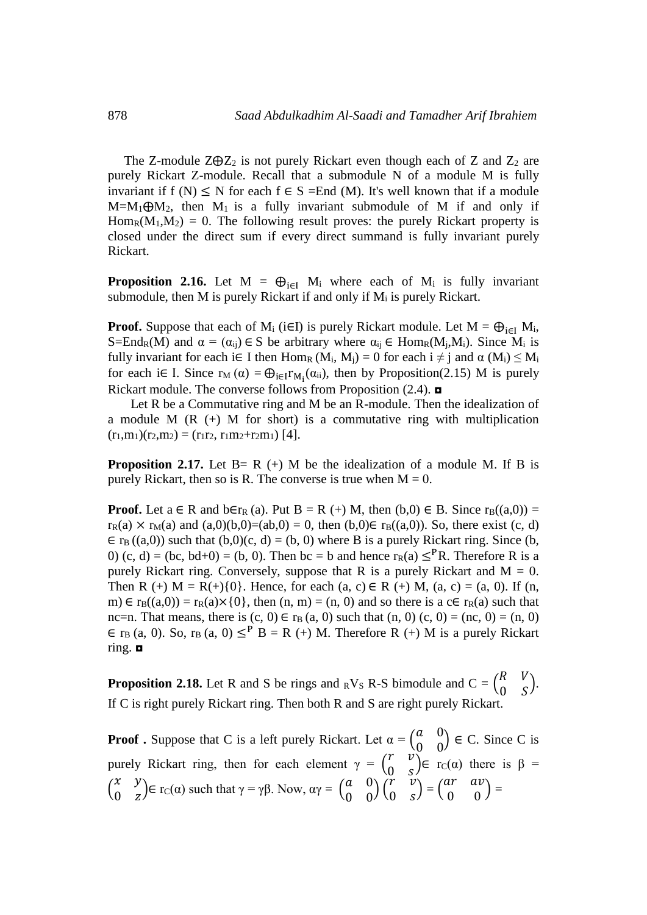The Z-module $Z\oplus Z_2$ is not purely Rickart even though each of Z and $Z_2$ are purely Rickart Z-module. Recall that a submodule N of a module M is fully invariant if $f(N) \leq N$ for each $f \in S = \text{End}(M)$. It's well known that if a module $M=M_1\oplus M_2$, then $M_1$ is a fully invariant submodule of M if and only if $\text{Hom}_R(M_1,M_2) = 0$. The following result proves: the purely Rickart property is closed under the direct sum if every direct summand is fully invariant purely Rickart.

**Proposition 2.16.** Let $M = \oplus_{i\in I} M_i$ where each of $M_i$ is fully invariant submodule, then M is purely Rickart if and only if $M_i$ is purely Rickart.

**Proof.** Suppose that each of $M_i$ ($i\in I$) is purely Rickart module. Let $M = \oplus_{i\in I} M_i$, $S=\text{End}_R(M)$ and $\alpha = (\alpha_{ij}) \in S$ be arbitrary where $\alpha_{ij} \in \text{Hom}_R(M_j,M_i)$. Since $M_i$ is fully invariant for each $i\in I$ then $\text{Hom}_R(M_i, M_j) = 0$ for each $i \neq j$ and $\alpha(M_i) \leq M_i$ for each $i\in I$. Since $r_M(\alpha) = \oplus_{i\in I} r_{M_i}(\alpha_{ii})$, then by Proposition(2.15) M is purely Rickart module. The converse follows from Proposition (2.4). ◘

Let R be a Commutative ring and M be an R-module. Then the idealization of a module M (R (+) M for short) is a commutative ring with multiplication $(r_1,m_1)(r_2,m_2) = (r_1r_2, r_1m_2+r_2m_1)$ [4].

**Proposition 2.17.** Let B= R (+) M be the idealization of a module M. If B is purely Rickart, then so is R. The converse is true when M = 0.

**Proof.** Let $a \in R$ and $b\in r_R(a)$. Put B = R (+) M, then $(b,0) \in B$. Since $r_B((a,0)) = r_R(a) \times r_M(a)$ and $(a,0)(b,0)=(ab,0) = 0$, then $(b,0)\in r_B((a,0))$. So, there exist (c, d) $\in r_B((a,0))$ such that $(b,0)(c, d) = (b, 0)$ where B is a purely Rickart ring. Since $(b, 0)(c, d) = (bc, bd+0) = (b, 0)$. Then $bc = b$ and hence $r_R(a) \leq^P R$. Therefore R is a purely Rickart ring. Conversely, suppose that R is a purely Rickart and M = 0. Then R (+) M = R(+){0}. Hence, for each $(a, c) \in R (+) M$, $(a, c) = (a, 0)$. If $(n, m) \in r_B((a,0)) = r_R(a)\times\{0\}$, then $(n, m) = (n, 0)$ and so there is a $c\in r_R(a)$ such that $nc=n$. That means, there is $(c, 0) \in r_B(a, 0)$ such that $(n, 0)(c, 0) = (nc, 0) = (n, 0) \in r_B(a, 0)$. So, $r_B(a, 0) \leq^P B = R (+) M$. Therefore R (+) M is a purely Rickart ring. ◘

**Proposition 2.18.** Let R and S be rings and ${}_RV_S$ R-S bimodule and $C = \begin{pmatrix} R & V \\ 0 & S \end{pmatrix}$. If C is right purely Rickart ring. Then both R and S are right purely Rickart.

**Proof .** Suppose that C is a left purely Rickart. Let $\alpha = \begin{pmatrix} a & 0 \\ 0 & 0 \end{pmatrix} \in C$. Since C is purely Rickart ring, then for each element $\gamma = \begin{pmatrix} r & v \\ 0 & s \end{pmatrix} \in r_C(\alpha)$ there is $\beta = \begin{pmatrix} x & y \\ 0 & z \end{pmatrix} \in r_C(\alpha)$ such that $\gamma = \gamma\beta$. Now, $\alpha\gamma = \begin{pmatrix} a & 0 \\ 0 & 0 \end{pmatrix}\begin{pmatrix} r & v \\ 0 & s \end{pmatrix} = \begin{pmatrix} ar & av \\ 0 & 0 \end{pmatrix} =$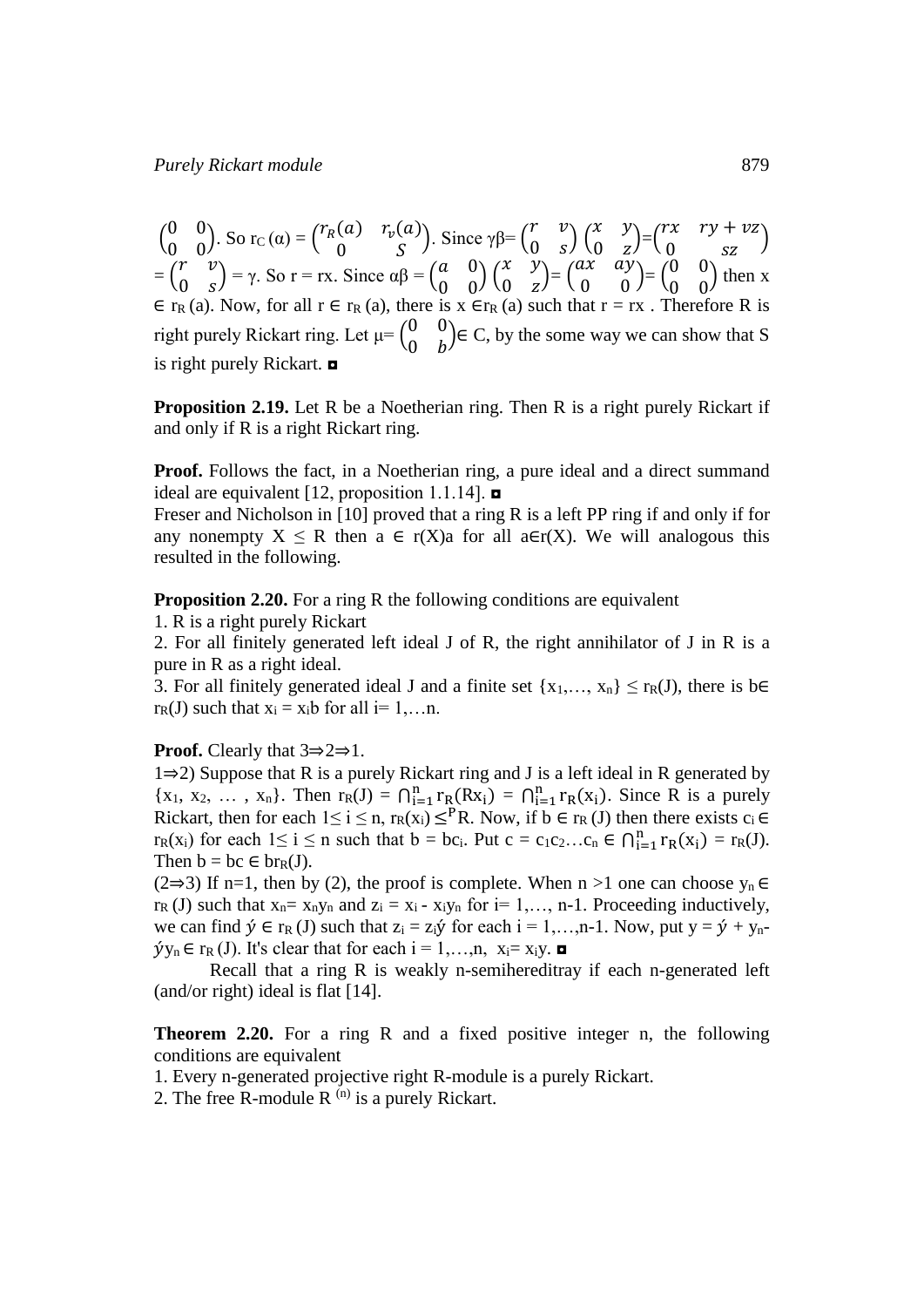$\begin{pmatrix} 0 & 0 \\ 0 & 0 \end{pmatrix}$. So $r_C(\alpha) = \begin{pmatrix} r_R(a) & r_v(a) \\ 0 & S \end{pmatrix}$. Since $\gamma\beta = \begin{pmatrix} r & v \\ 0 & s \end{pmatrix}\begin{pmatrix} x & y \\ 0 & z \end{pmatrix} = \begin{pmatrix} rx & ry+vz \\ 0 & sz \end{pmatrix} = \begin{pmatrix} r & v \\ 0 & s \end{pmatrix} = \gamma$. So r = rx. Since $\alpha\beta = \begin{pmatrix} a & 0 \\ 0 & 0 \end{pmatrix}\begin{pmatrix} x & y \\ 0 & z \end{pmatrix} = \begin{pmatrix} ax & ay \\ 0 & 0 \end{pmatrix} = \begin{pmatrix} 0 & 0 \\ 0 & 0 \end{pmatrix}$ then $x \in r_R(a)$. Now, for all $r \in r_R(a)$, there is $x \in r_R(a)$ such that $r = rx$ . Therefore R is right purely Rickart ring. Let $\mu = \begin{pmatrix} 0 & 0 \\ 0 & b \end{pmatrix} \in C$, by the some way we can show that S is right purely Rickart. ◘

**Proposition 2.19.** Let R be a Noetherian ring. Then R is a right purely Rickart if and only if R is a right Rickart ring.

**Proof.** Follows the fact, in a Noetherian ring, a pure ideal and a direct summand ideal are equivalent [12, proposition 1.1.14]. ◘

Freser and Nicholson in [10] proved that a ring R is a left PP ring if and only if for any nonempty $X \leq R$ then $a \in r(X)a$ for all $a \in r(X)$. We will analogous this resulted in the following.

**Proposition 2.20.** For a ring R the following conditions are equivalent

1. R is a right purely Rickart
2. For all finitely generated left ideal J of R, the right annihilator of J in R is a pure in R as a right ideal.
3. For all finitely generated ideal J and a finite set $\{x_1,\dots, x_n\} \leq r_R(J)$, there is $b \in r_R(J)$ such that $x_i = x_i b$ for all $i = 1,\dots n$.

**Proof.** Clearly that 3⇒2⇒1.

1⇒2) Suppose that R is a purely Rickart ring and J is a left ideal in R generated by $\{x_1, x_2, \dots, x_n\}$. Then $r_R(J) = \bigcap_{i=1}^{n} r_R(Rx_i) = \bigcap_{i=1}^{n} r_R(x_i)$. Since R is a purely Rickart, then for each $1 \leq i \leq n$, $r_R(x_i) \leq^{P} R$. Now, if $b \in r_R(J)$ then there exists $c_i \in r_R(x_i)$ for each $1 \leq i \leq n$ such that $b = bc_i$. Put $c = c_1c_2\dots c_n \in \bigcap_{i=1}^{n} r_R(x_i) = r_R(J)$. Then $b = bc \in br_R(J)$.

(2⇒3) If n=1, then by (2), the proof is complete. When n >1 one can choose $y_n \in r_R(J)$ such that $x_n = x_n y_n$ and $z_i = x_i - x_i y_n$ for $i = 1,\dots, n-1$. Proceeding inductively, we can find $\acute{y} \in r_R(J)$ such that $z_i = z_i\acute{y}$ for each $i = 1,\dots,n-1$. Now, put $y = \acute{y} + y_n - \acute{y}y_n \in r_R(J)$. It's clear that for each $i = 1,\dots,n$, $x_i = x_i y$. ◘

Recall that a ring R is weakly n-semihereditray if each n-generated left (and/or right) ideal is flat [14].

**Theorem 2.20.** For a ring R and a fixed positive integer n, the following conditions are equivalent

1. Every n-generated projective right R-module is a purely Rickart.
2. The free R-module $R^{(n)}$ is a purely Rickart.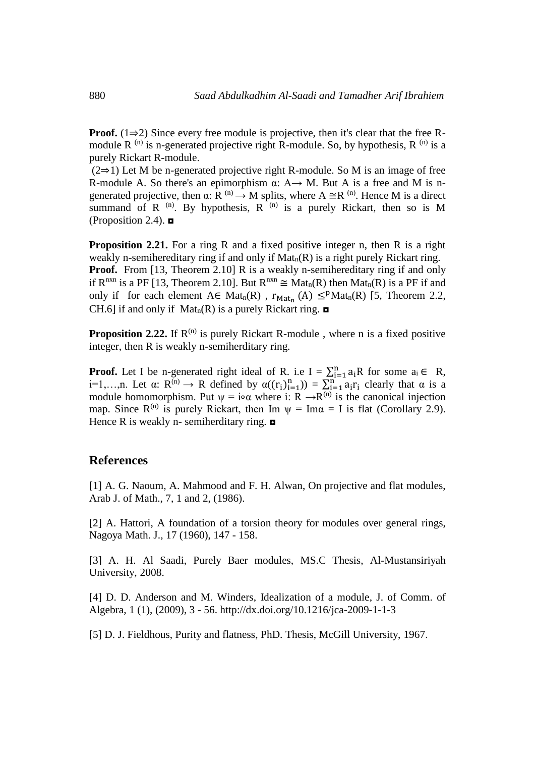**Proof.** (1⇒2) Since every free module is projective, then it's clear that the free R-module $R^{(n)}$ is n-generated projective right R-module. So, by hypothesis, $R^{(n)}$ is a purely Rickart R-module.

(2⇒1) Let M be n-generated projective right R-module. So M is an image of free R-module A. So there's an epimorphism $\alpha$: A→ M. But A is a free and M is n-generated projective, then $\alpha$: $R^{(n)} \to M$ splits, where $A \cong R^{(n)}$. Hence M is a direct summand of $R^{(n)}$. By hypothesis, $R^{(n)}$ is a purely Rickart, then so is M (Proposition 2.4). ◘

**Proposition 2.21.** For a ring R and a fixed positive integer n, then R is a right weakly n-semihereditary ring if and only if $Mat_n(R)$ is a right purely Rickart ring.

**Proof.** From [13, Theorem 2.10] R is a weakly n-semihereditary ring if and only if $R^{nxn}$ is a PF [13, Theorem 2.10]. But $R^{nxn} \cong Mat_n(R)$ then $Mat_n(R)$ is a PF if and only if for each element $A \in Mat_n(R)$ , $r_{Mat_n}(A) \leq^p Mat_n(R)$ [5, Theorem 2.2, CH.6] if and only if $Mat_n(R)$ is a purely Rickart ring. ◘

**Proposition 2.22.** If $R^{(n)}$ is purely Rickart R-module , where n is a fixed positive integer, then R is weakly n-semiherditary ring.

**Proof.** Let I be n-generated right ideal of R. i.e $I = \sum_{i=1}^{n} a_i R$ for some $a_i \in R$, i=1,…,n. Let $\alpha$: $R^{(n)} \to R$ defined by $\alpha((r_i)_{i=1}^{n}) = \sum_{i=1}^{n} a_i r_i$ clearly that $\alpha$ is a module homomorphism. Put $\psi = i \circ \alpha$ where i: $R \to R^{(n)}$ is the canonical injection map. Since $R^{(n)}$ is purely Rickart, then Im $\psi$ = Im$\alpha$ = I is flat (Corollary 2.9). Hence R is weakly n- semiherditary ring. ◘

## References

[1] A. G. Naoum, A. Mahmood and F. H. Alwan, On projective and flat modules, Arab J. of Math., 7, 1 and 2, (1986).

[2] A. Hattori, A foundation of a torsion theory for modules over general rings, Nagoya Math. J., 17 (1960), 147 - 158.

[3] A. H. Al Saadi, Purely Baer modules, MS.C Thesis, Al-Mustansiriyah University, 2008.

[4] D. D. Anderson and M. Winders, Idealization of a module, J. of Comm. of Algebra, 1 (1), (2009), 3 - 56. http://dx.doi.org/10.1216/jca-2009-1-1-3

[5] D. J. Fieldhous, Purity and flatness, PhD. Thesis, McGill University, 1967.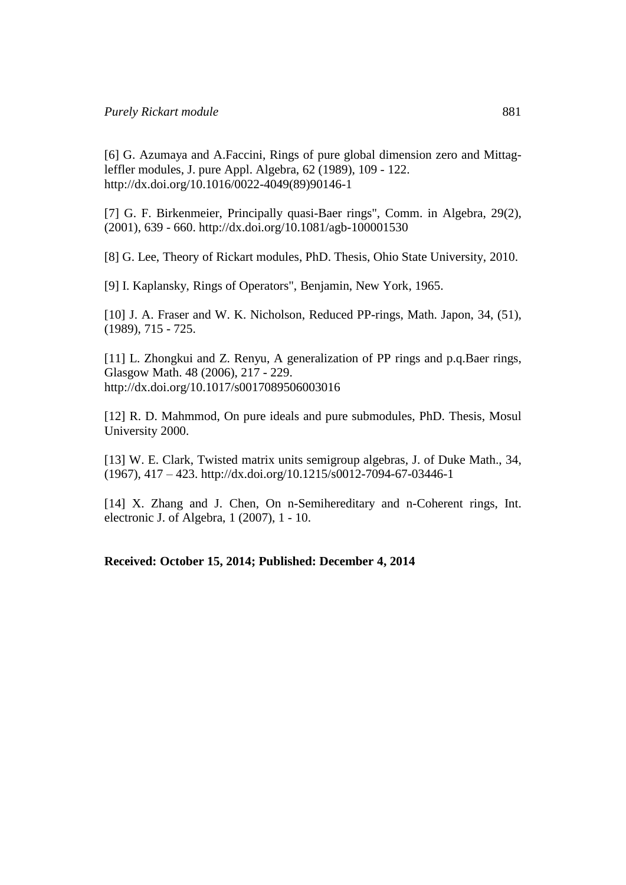[6] G. Azumaya and A.Faccini, Rings of pure global dimension zero and Mittag-leffler modules, J. pure Appl. Algebra, 62 (1989), 109 - 122. http://dx.doi.org/10.1016/0022-4049(89)90146-1

[7] G. F. Birkenmeier, Principally quasi-Baer rings", Comm. in Algebra, 29(2), (2001), 639 - 660. http://dx.doi.org/10.1081/agb-100001530

[8] G. Lee, Theory of Rickart modules, PhD. Thesis, Ohio State University, 2010.

[9] I. Kaplansky, Rings of Operators", Benjamin, New York, 1965.

[10] J. A. Fraser and W. K. Nicholson, Reduced PP-rings, Math. Japon, 34, (51), (1989), 715 - 725.

[11] L. Zhongkui and Z. Renyu, A generalization of PP rings and p.q.Baer rings, Glasgow Math. 48 (2006), 217 - 229. http://dx.doi.org/10.1017/s0017089506003016

[12] R. D. Mahmmod, On pure ideals and pure submodules, PhD. Thesis, Mosul University 2000.

[13] W. E. Clark, Twisted matrix units semigroup algebras, J. of Duke Math., 34, (1967), 417 – 423. http://dx.doi.org/10.1215/s0012-7094-67-03446-1

[14] X. Zhang and J. Chen, On n-Semihereditary and n-Coherent rings, Int. electronic J. of Algebra, 1 (2007), 1 - 10.

**Received: October 15, 2014; Published: December 4, 2014**